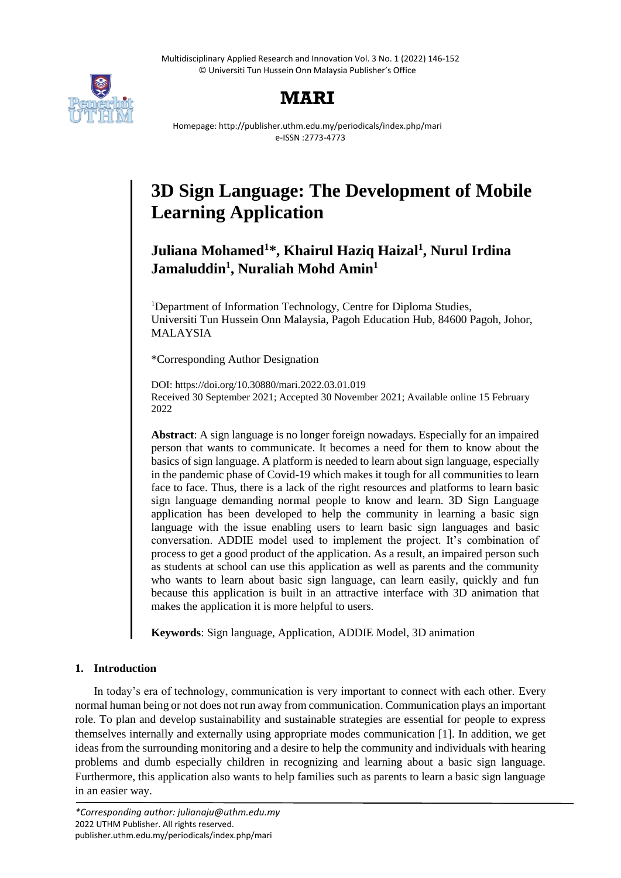# 3D Sign Language: The Development of Mobile Learning Application

**Juliana Mohamed[1]\*, Khairul Haziq Haizal[1], Nurul Irdina Jamaluddin[1], Nuraliah Mohd Amin[1]**

[1]Department of Information Technology, Centre for Diploma Studies, Universiti Tun Hussein Onn Malaysia, Pagoh Education Hub, 84600 Pagoh, Johor, MALAYSIA

*Corresponding Author Designation

DOI: https://doi.org/10.30880/mari.2022.03.01.019
Received 30 September 2021; Accepted 30 November 2021; Available online 15 February 2022

**Abstract**: A sign language is no longer foreign nowadays. Especially for an impaired person that wants to communicate. It becomes a need for them to know about the basics of sign language. A platform is needed to learn about sign language, especially in the pandemic phase of Covid-19 which makes it tough for all communities to learn face to face. Thus, there is a lack of the right resources and platforms to learn basic sign language demanding normal people to know and learn. 3D Sign Language application has been developed to help the community in learning a basic sign language with the issue enabling users to learn basic sign languages and basic conversation. ADDIE model used to implement the project. It's combination of process to get a good product of the application. As a result, an impaired person such as students at school can use this application as well as parents and the community who wants to learn about basic sign language, can learn easily, quickly and fun because this application is built in an attractive interface with 3D animation that makes the application it is more helpful to users.

**Keywords**: Sign language, Application, ADDIE Model, 3D animation

## 1. Introduction

In today's era of technology, communication is very important to connect with each other. Every normal human being or not does not run away from communication. Communication plays an important role. To plan and develop sustainability and sustainable strategies are essential for people to express themselves internally and externally using appropriate modes communication [1]. In addition, we get ideas from the surrounding monitoring and a desire to help the community and individuals with hearing problems and dumb especially children in recognizing and learning about a basic sign language. Furthermore, this application also wants to help families such as parents to learn a basic sign language in an easier way.

*\*Corresponding author: julianaju@uthm.edu.my*
2022 UTHM Publisher. All rights reserved.
publisher.uthm.edu.my/periodicals/index.php/mari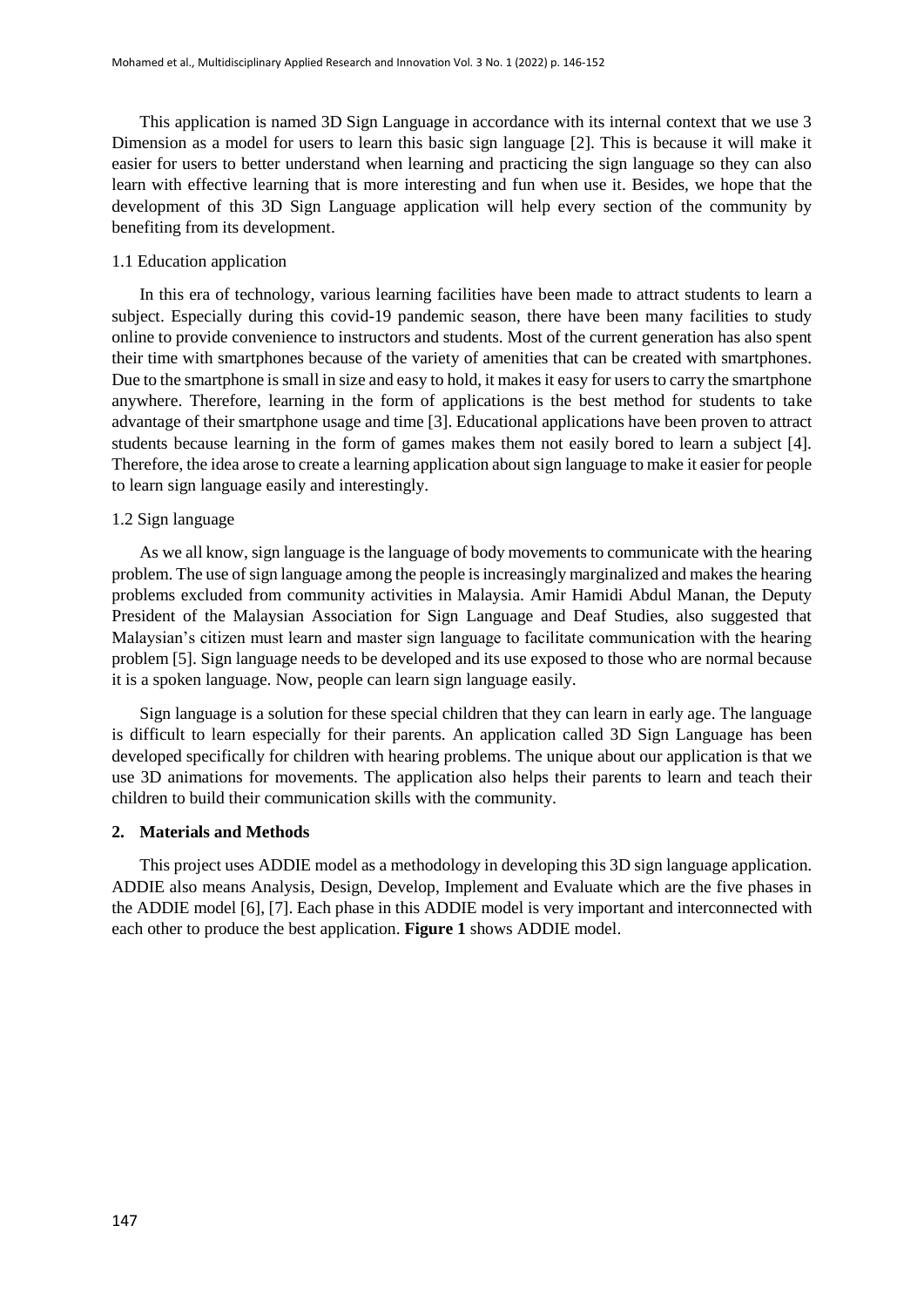This application is named 3D Sign Language in accordance with its internal context that we use 3 Dimension as a model for users to learn this basic sign language [2]. This is because it will make it easier for users to better understand when learning and practicing the sign language so they can also learn with effective learning that is more interesting and fun when use it. Besides, we hope that the development of this 3D Sign Language application will help every section of the community by benefiting from its development.

### 1.1 Education application

In this era of technology, various learning facilities have been made to attract students to learn a subject. Especially during this covid-19 pandemic season, there have been many facilities to study online to provide convenience to instructors and students. Most of the current generation has also spent their time with smartphones because of the variety of amenities that can be created with smartphones. Due to the smartphone is small in size and easy to hold, it makes it easy for users to carry the smartphone anywhere. Therefore, learning in the form of applications is the best method for students to take advantage of their smartphone usage and time [3]. Educational applications have been proven to attract students because learning in the form of games makes them not easily bored to learn a subject [4]. Therefore, the idea arose to create a learning application about sign language to make it easier for people to learn sign language easily and interestingly.

### 1.2 Sign language

As we all know, sign language is the language of body movements to communicate with the hearing problem. The use of sign language among the people is increasingly marginalized and makes the hearing problems excluded from community activities in Malaysia. Amir Hamidi Abdul Manan, the Deputy President of the Malaysian Association for Sign Language and Deaf Studies, also suggested that Malaysian's citizen must learn and master sign language to facilitate communication with the hearing problem [5]. Sign language needs to be developed and its use exposed to those who are normal because it is a spoken language. Now, people can learn sign language easily.

Sign language is a solution for these special children that they can learn in early age. The language is difficult to learn especially for their parents. An application called 3D Sign Language has been developed specifically for children with hearing problems. The unique about our application is that we use 3D animations for movements. The application also helps their parents to learn and teach their children to build their communication skills with the community.

## 2. Materials and Methods

This project uses ADDIE model as a methodology in developing this 3D sign language application. ADDIE also means Analysis, Design, Develop, Implement and Evaluate which are the five phases in the ADDIE model [6], [7]. Each phase in this ADDIE model is very important and interconnected with each other to produce the best application. **Figure 1** shows ADDIE model.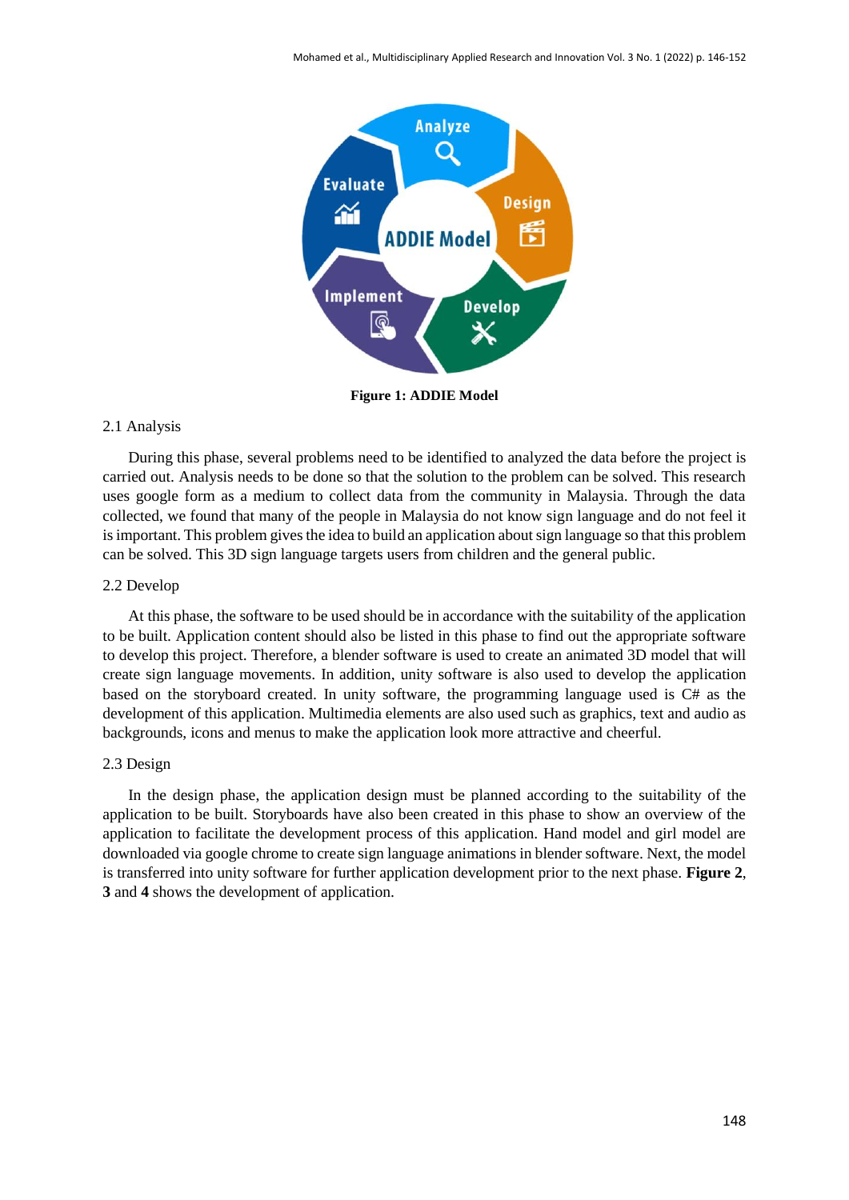**Figure 1: ADDIE Model**

### 2.1 Analysis

During this phase, several problems need to be identified to analyzed the data before the project is carried out. Analysis needs to be done so that the solution to the problem can be solved. This research uses google form as a medium to collect data from the community in Malaysia. Through the data collected, we found that many of the people in Malaysia do not know sign language and do not feel it is important. This problem gives the idea to build an application about sign language so that this problem can be solved. This 3D sign language targets users from children and the general public.

### 2.2 Develop

At this phase, the software to be used should be in accordance with the suitability of the application to be built. Application content should also be listed in this phase to find out the appropriate software to develop this project. Therefore, a blender software is used to create an animated 3D model that will create sign language movements. In addition, unity software is also used to develop the application based on the storyboard created. In unity software, the programming language used is C# as the development of this application. Multimedia elements are also used such as graphics, text and audio as backgrounds, icons and menus to make the application look more attractive and cheerful.

### 2.3 Design

In the design phase, the application design must be planned according to the suitability of the application to be built. Storyboards have also been created in this phase to show an overview of the application to facilitate the development process of this application. Hand model and girl model are downloaded via google chrome to create sign language animations in blender software. Next, the model is transferred into unity software for further application development prior to the next phase. **Figure 2**, **3** and **4** shows the development of application.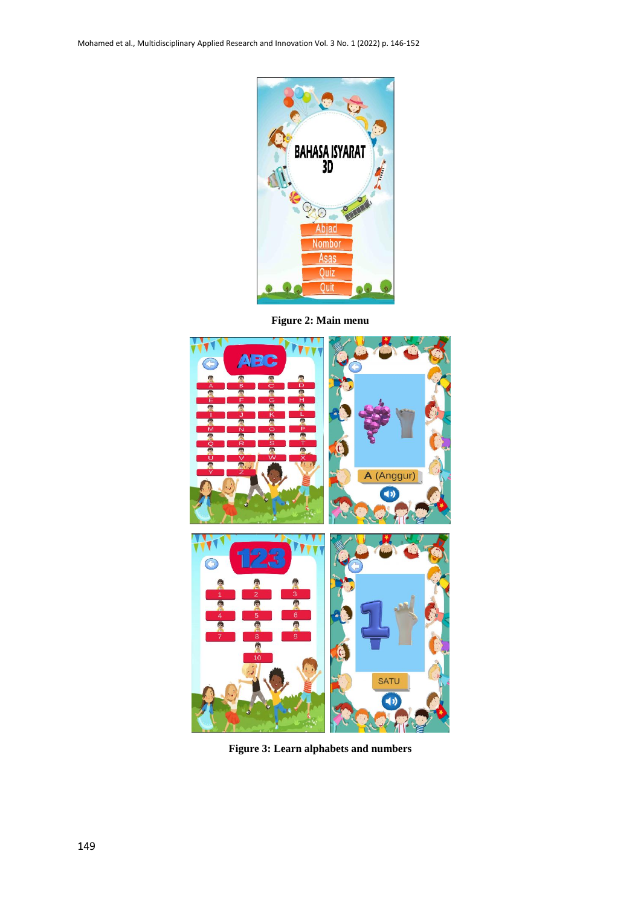Figure 2: Main menu

Figure 3: Learn alphabets and numbers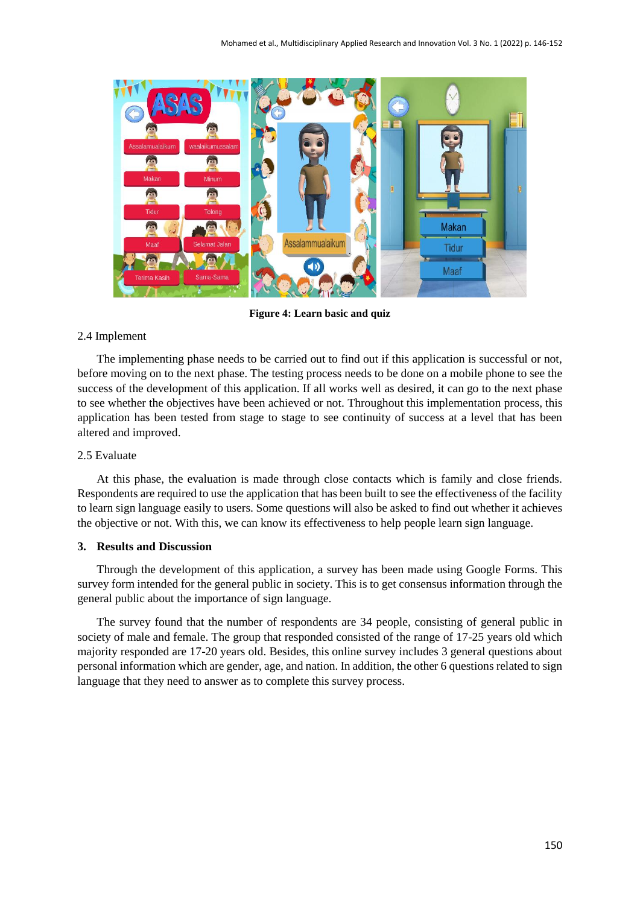Figure 4: Learn basic and quiz

2.4 Implement

The implementing phase needs to be carried out to find out if this application is successful or not, before moving on to the next phase. The testing process needs to be done on a mobile phone to see the success of the development of this application. If all works well as desired, it can go to the next phase to see whether the objectives have been achieved or not. Throughout this implementation process, this application has been tested from stage to stage to see continuity of success at a level that has been altered and improved.

2.5 Evaluate

At this phase, the evaluation is made through close contacts which is family and close friends. Respondents are required to use the application that has been built to see the effectiveness of the facility to learn sign language easily to users. Some questions will also be asked to find out whether it achieves the objective or not. With this, we can know its effectiveness to help people learn sign language.

## 3. Results and Discussion

Through the development of this application, a survey has been made using Google Forms. This survey form intended for the general public in society. This is to get consensus information through the general public about the importance of sign language.

The survey found that the number of respondents are 34 people, consisting of general public in society of male and female. The group that responded consisted of the range of 17-25 years old which majority responded are 17-20 years old. Besides, this online survey includes 3 general questions about personal information which are gender, age, and nation. In addition, the other 6 questions related to sign language that they need to answer as to complete this survey process.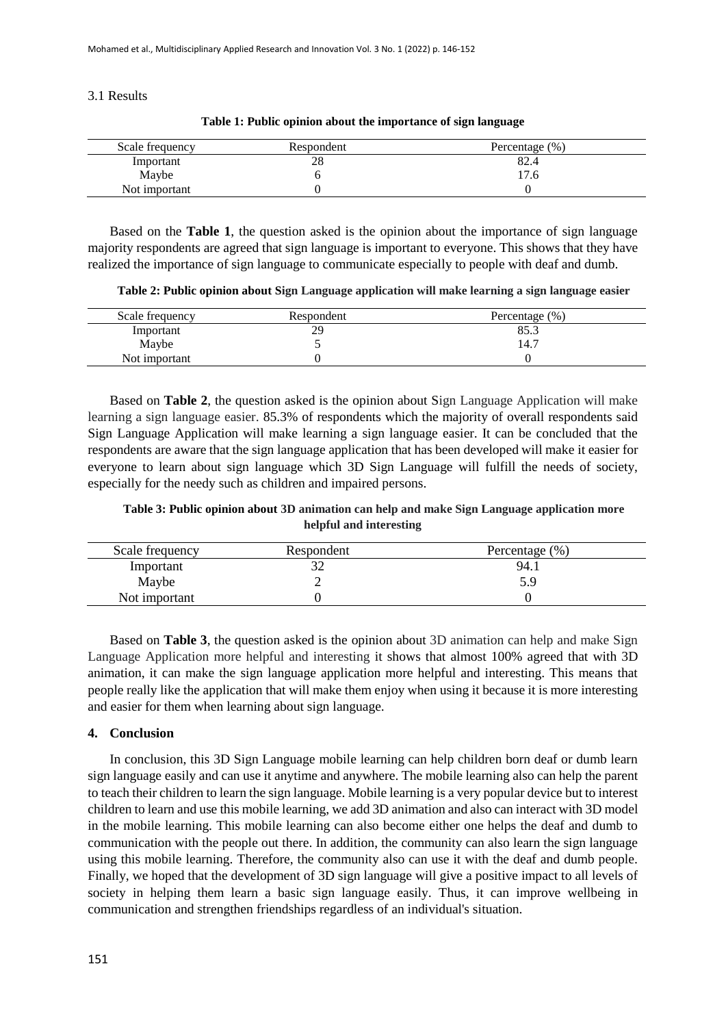3.1 Results

**Table 1: Public opinion about the importance of sign language**

| Scale frequency | Respondent | Percentage (%) |
|---|---|---|
| Important | 28 | 82.4 |
| Maybe | 6 | 17.6 |
| Not important | 0 | 0 |

Based on the **Table 1**, the question asked is the opinion about the importance of sign language majority respondents are agreed that sign language is important to everyone. This shows that they have realized the importance of sign language to communicate especially to people with deaf and dumb.

**Table 2: Public opinion about Sign Language application will make learning a sign language easier**

| Scale frequency | Respondent | Percentage (%) |
|---|---|---|
| Important | 29 | 85.3 |
| Maybe | 5 | 14.7 |
| Not important | 0 | 0 |

Based on **Table 2**, the question asked is the opinion about Sign Language Application will make learning a sign language easier. 85.3% of respondents which the majority of overall respondents said Sign Language Application will make learning a sign language easier. It can be concluded that the respondents are aware that the sign language application that has been developed will make it easier for everyone to learn about sign language which 3D Sign Language will fulfill the needs of society, especially for the needy such as children and impaired persons.

**Table 3: Public opinion about 3D animation can help and make Sign Language application more helpful and interesting**

| Scale frequency | Respondent | Percentage (%) |
|---|---|---|
| Important | 32 | 94.1 |
| Maybe | 2 | 5.9 |
| Not important | 0 | 0 |

Based on **Table 3**, the question asked is the opinion about 3D animation can help and make Sign Language Application more helpful and interesting it shows that almost 100% agreed that with 3D animation, it can make the sign language application more helpful and interesting. This means that people really like the application that will make them enjoy when using it because it is more interesting and easier for them when learning about sign language.

## 4. Conclusion

In conclusion, this 3D Sign Language mobile learning can help children born deaf or dumb learn sign language easily and can use it anytime and anywhere. The mobile learning also can help the parent to teach their children to learn the sign language. Mobile learning is a very popular device but to interest children to learn and use this mobile learning, we add 3D animation and also can interact with 3D model in the mobile learning. This mobile learning can also become either one helps the deaf and dumb to communication with the people out there. In addition, the community can also learn the sign language using this mobile learning. Therefore, the community also can use it with the deaf and dumb people. Finally, we hoped that the development of 3D sign language will give a positive impact to all levels of society in helping them learn a basic sign language easily. Thus, it can improve wellbeing in communication and strengthen friendships regardless of an individual's situation.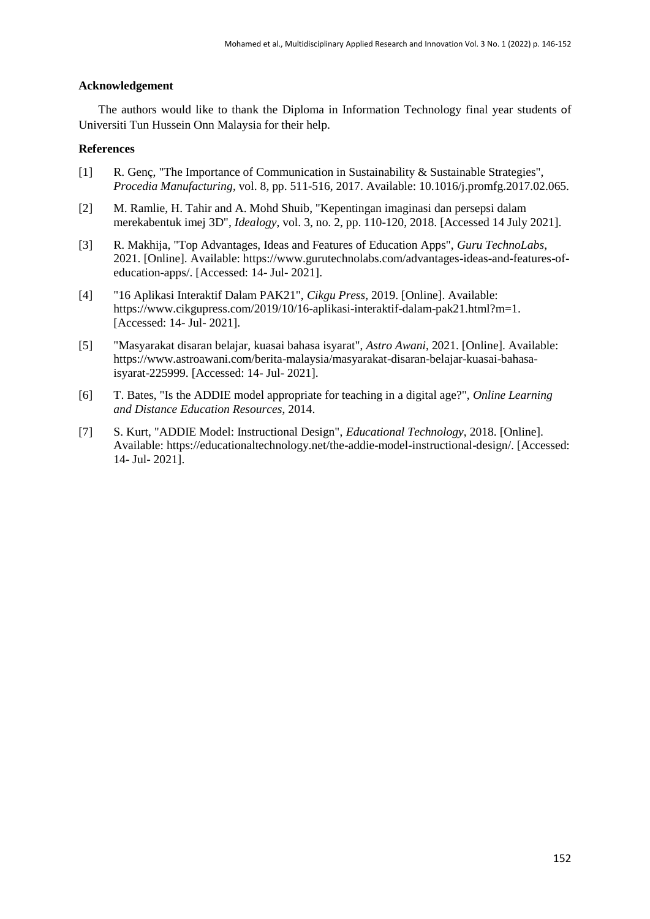## Acknowledgement

The authors would like to thank the Diploma in Information Technology final year students of Universiti Tun Hussein Onn Malaysia for their help.

## References

[1] R. Genç, "The Importance of Communication in Sustainability & Sustainable Strategies", *Procedia Manufacturing*, vol. 8, pp. 511-516, 2017. Available: 10.1016/j.promfg.2017.02.065.

[2] M. Ramlie, H. Tahir and A. Mohd Shuib, "Kepentingan imaginasi dan persepsi dalam merekabentuk imej 3D", *Idealogy*, vol. 3, no. 2, pp. 110-120, 2018. [Accessed 14 July 2021].

[3] R. Makhija, "Top Advantages, Ideas and Features of Education Apps", *Guru TechnoLabs*, 2021. [Online]. Available: https://www.gurutechnolabs.com/advantages-ideas-and-features-of-education-apps/. [Accessed: 14- Jul- 2021].

[4] "16 Aplikasi Interaktif Dalam PAK21", *Cikgu Press*, 2019. [Online]. Available: https://www.cikgupress.com/2019/10/16-aplikasi-interaktif-dalam-pak21.html?m=1. [Accessed: 14- Jul- 2021].

[5] "Masyarakat disaran belajar, kuasai bahasa isyarat", *Astro Awani*, 2021. [Online]. Available: https://www.astroawani.com/berita-malaysia/masyarakat-disaran-belajar-kuasai-bahasa-isyarat-225999. [Accessed: 14- Jul- 2021].

[6] T. Bates, "Is the ADDIE model appropriate for teaching in a digital age?", *Online Learning and Distance Education Resources*, 2014.

[7] S. Kurt, "ADDIE Model: Instructional Design", *Educational Technology*, 2018. [Online]. Available: https://educationaltechnology.net/the-addie-model-instructional-design/. [Accessed: 14- Jul- 2021].